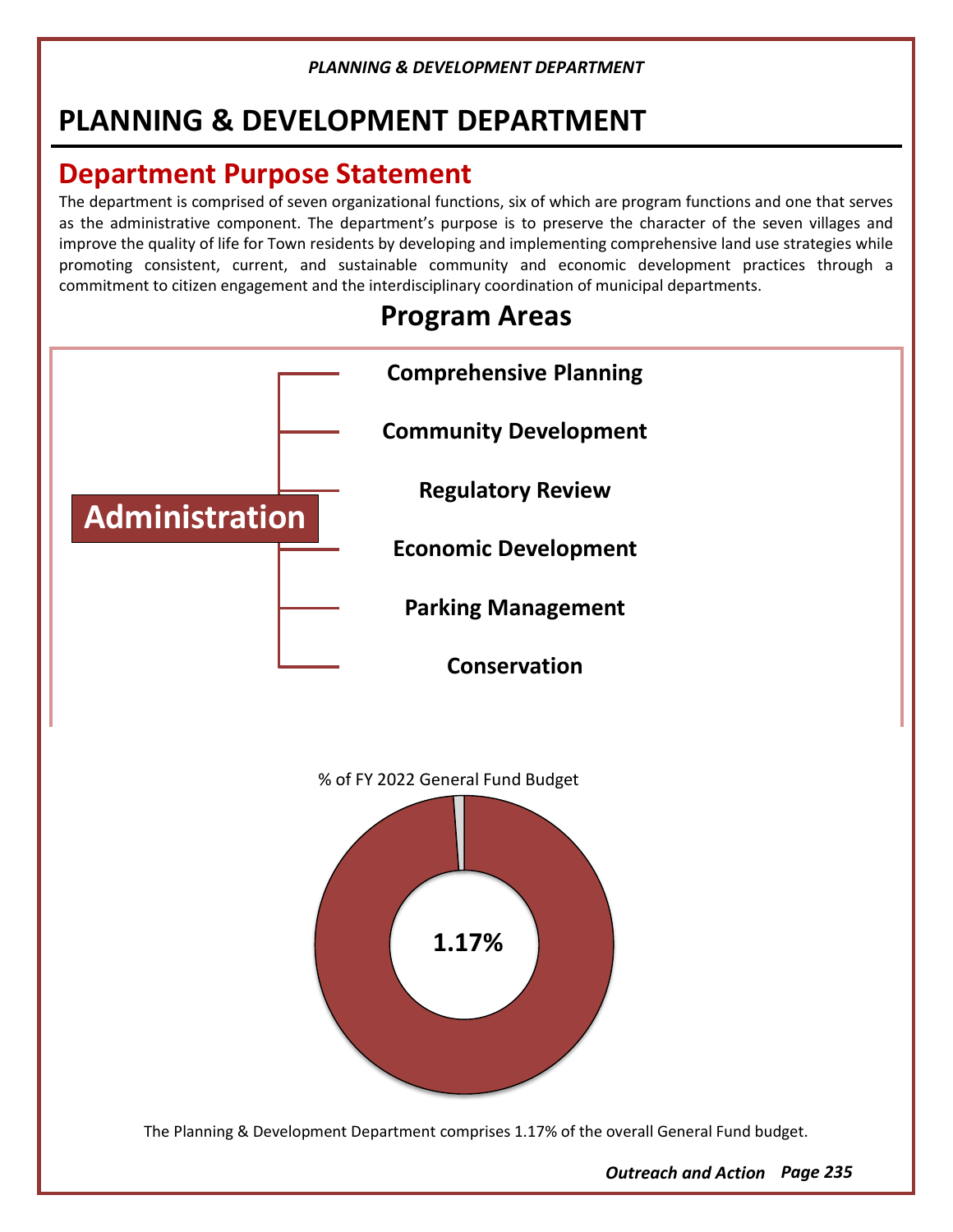# PLANNING & DEVELOPMENT DEPARTMENT

## Department Purpose Statement

The department is comprised of seven organizational functions, six of which are program functions and one that serves as the administrative component. The department's purpose is to preserve the character of the seven villages and improve the quality of life for Town residents by developing and implementing comprehensive land use strategies while promoting consistent, current, and sustainable community and economic development practices through a commitment to citizen engagement and the interdisciplinary coordination of municipal departments.

## Program Areas

**Administration**

- **Comprehensive Planning**
- **Community Development**
- **Regulatory Review**
- **Economic Development**
- **Parking Management**
- **Conservation**

% of FY 2022 General Fund Budget

**1.17%**

The Planning & Development Department comprises 1.17% of the overall General Fund budget.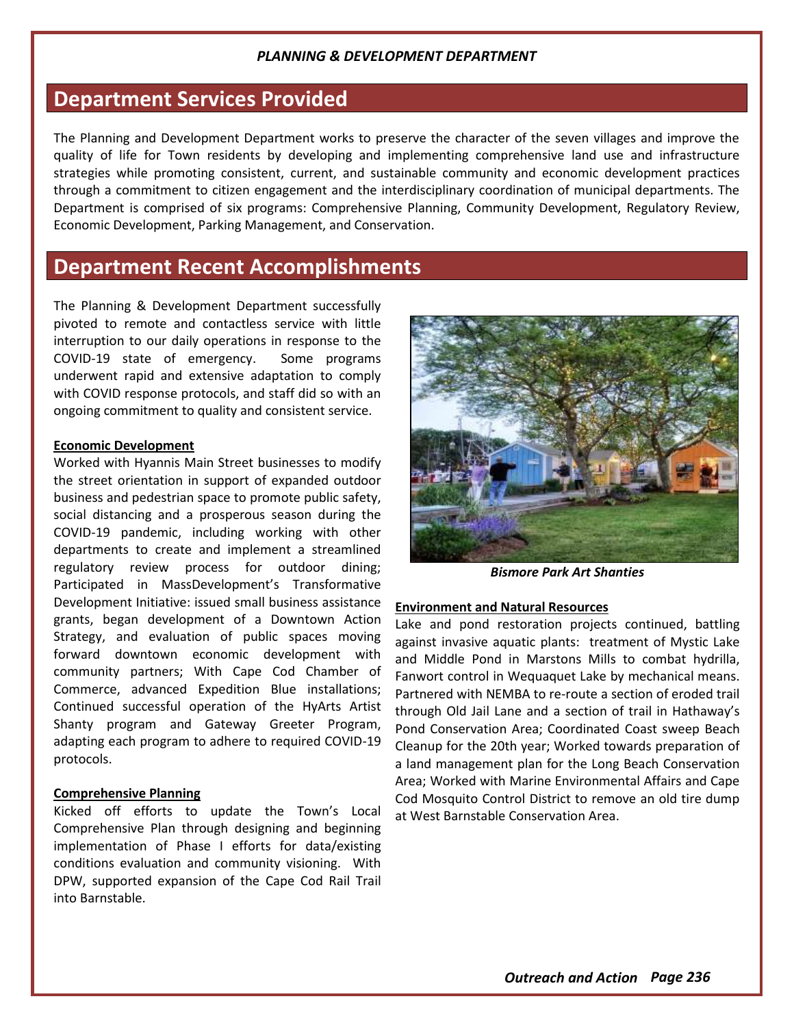## Department Services Provided

The Planning and Development Department works to preserve the character of the seven villages and improve the quality of life for Town residents by developing and implementing comprehensive land use and infrastructure strategies while promoting consistent, current, and sustainable community and economic development practices through a commitment to citizen engagement and the interdisciplinary coordination of municipal departments. The Department is comprised of six programs: Comprehensive Planning, Community Development, Regulatory Review, Economic Development, Parking Management, and Conservation.

## Department Recent Accomplishments

The Planning & Development Department successfully pivoted to remote and contactless service with little interruption to our daily operations in response to the COVID-19 state of emergency. Some programs underwent rapid and extensive adaptation to comply with COVID response protocols, and staff did so with an ongoing commitment to quality and consistent service.

**Economic Development**

Worked with Hyannis Main Street businesses to modify the street orientation in support of expanded outdoor business and pedestrian space to promote public safety, social distancing and a prosperous season during the COVID-19 pandemic, including working with other departments to create and implement a streamlined regulatory review process for outdoor dining; Participated in MassDevelopment's Transformative Development Initiative: issued small business assistance grants, began development of a Downtown Action Strategy, and evaluation of public spaces moving forward downtown economic development with community partners; With Cape Cod Chamber of Commerce, advanced Expedition Blue installations; Continued successful operation of the HyArts Artist Shanty program and Gateway Greeter Program, adapting each program to adhere to required COVID-19 protocols.

**Comprehensive Planning**

Kicked off efforts to update the Town's Local Comprehensive Plan through designing and beginning implementation of Phase I efforts for data/existing conditions evaluation and community visioning. With DPW, supported expansion of the Cape Cod Rail Trail into Barnstable.

***Bismore Park Art Shanties***

**Environment and Natural Resources**

Lake and pond restoration projects continued, battling against invasive aquatic plants: treatment of Mystic Lake and Middle Pond in Marstons Mills to combat hydrilla, Fanwort control in Wequaquet Lake by mechanical means. Partnered with NEMBA to re-route a section of eroded trail through Old Jail Lane and a section of trail in Hathaway's Pond Conservation Area; Coordinated Coast sweep Beach Cleanup for the 20th year; Worked towards preparation of a land management plan for the Long Beach Conservation Area; Worked with Marine Environmental Affairs and Cape Cod Mosquito Control District to remove an old tire dump at West Barnstable Conservation Area.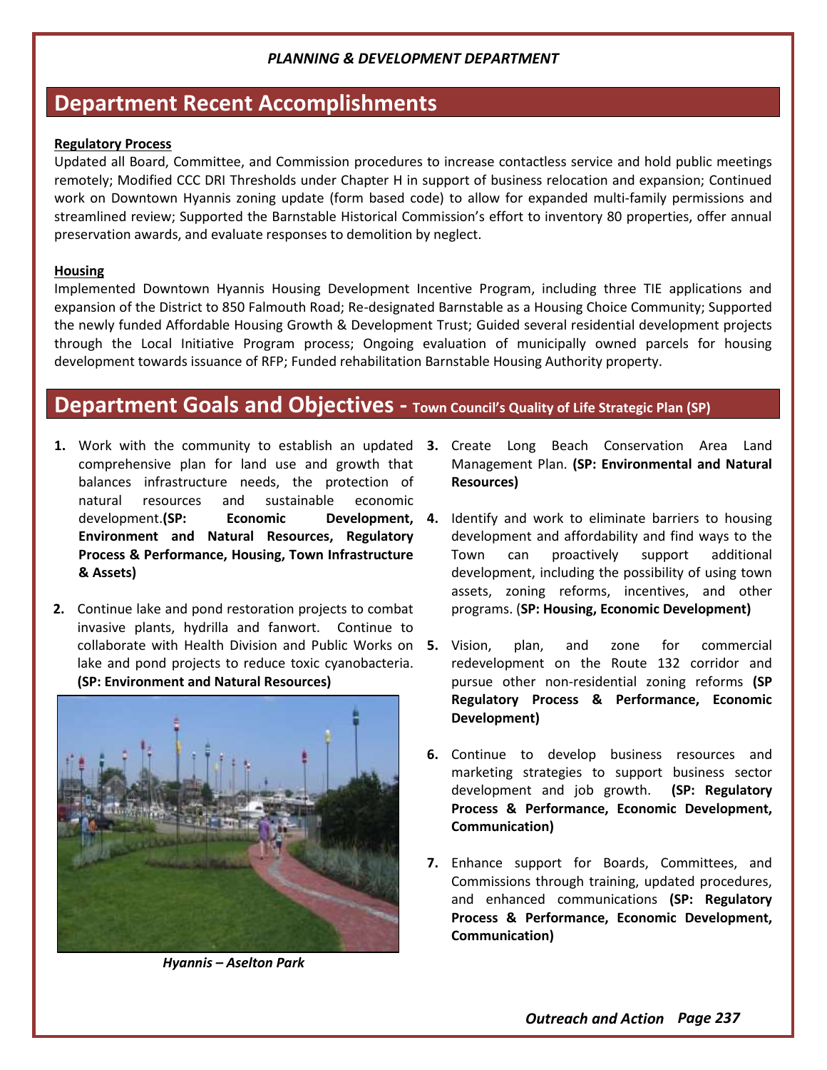*PLANNING & DEVELOPMENT DEPARTMENT*

## Department Recent Accomplishments

**Regulatory Process**

Updated all Board, Committee, and Commission procedures to increase contactless service and hold public meetings remotely; Modified CCC DRI Thresholds under Chapter H in support of business relocation and expansion; Continued work on Downtown Hyannis zoning update (form based code) to allow for expanded multi-family permissions and streamlined review; Supported the Barnstable Historical Commission's effort to inventory 80 properties, offer annual preservation awards, and evaluate responses to demolition by neglect.

**Housing**

Implemented Downtown Hyannis Housing Development Incentive Program, including three TIE applications and expansion of the District to 850 Falmouth Road; Re-designated Barnstable as a Housing Choice Community; Supported the newly funded Affordable Housing Growth & Development Trust; Guided several residential development projects through the Local Initiative Program process; Ongoing evaluation of municipally owned parcels for housing development towards issuance of RFP; Funded rehabilitation Barnstable Housing Authority property.

## Department Goals and Objectives - Town Council's Quality of Life Strategic Plan (SP)

1. Work with the community to establish an updated comprehensive plan for land use and growth that balances infrastructure needs, the protection of natural resources and sustainable economic development. **(SP: Economic Development, Environment and Natural Resources, Regulatory Process & Performance, Housing, Town Infrastructure & Assets)**

2. Continue lake and pond restoration projects to combat invasive plants, hydrilla and fanwort. Continue to collaborate with Health Division and Public Works on lake and pond projects to reduce toxic cyanobacteria. **(SP: Environment and Natural Resources)**

*Hyannis – Aselton Park*

3. Create Long Beach Conservation Area Land Management Plan. **(SP: Environmental and Natural Resources)**

4. Identify and work to eliminate barriers to housing development and affordability and find ways to the Town can proactively support additional development, including the possibility of using town assets, zoning reforms, incentives, and other programs. **(SP: Housing, Economic Development)**

5. Vision, plan, and zone for commercial redevelopment on the Route 132 corridor and pursue other non-residential zoning reforms **(SP Regulatory Process & Performance, Economic Development)**

6. Continue to develop business resources and marketing strategies to support business sector development and job growth. **(SP: Regulatory Process & Performance, Economic Development, Communication)**

7. Enhance support for Boards, Committees, and Commissions through training, updated procedures, and enhanced communications **(SP: Regulatory Process & Performance, Economic Development, Communication)**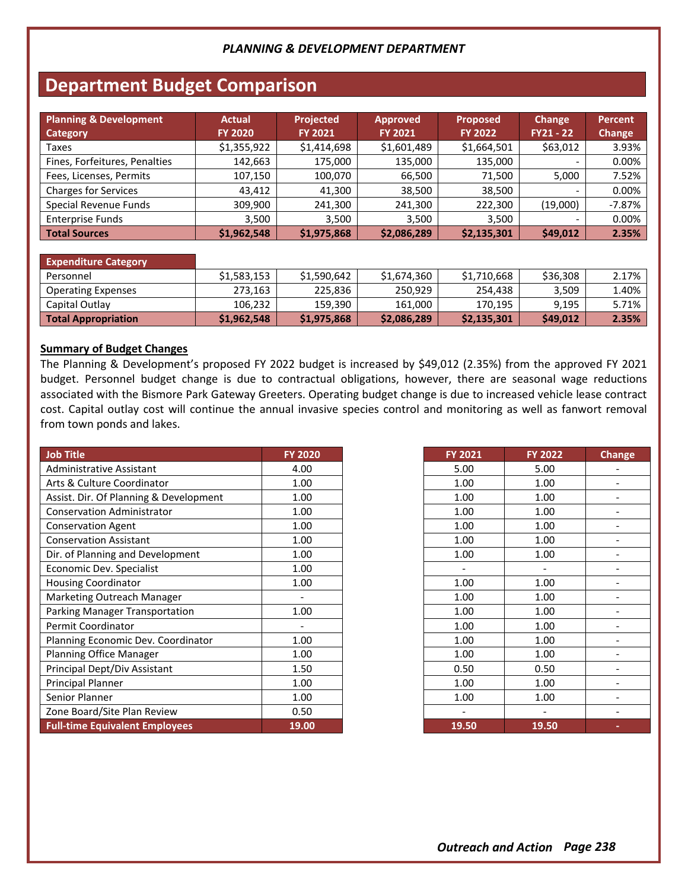*PLANNING & DEVELOPMENT DEPARTMENT*

# Department Budget Comparison

| Planning & Development Category | Actual FY 2020 | Projected FY 2021 | Approved FY 2021 | Proposed FY 2022 | Change FY21 - 22 | Percent Change |
|---|---|---|---|---|---|---|
| Taxes | $1,355,922 | $1,414,698 | $1,601,489 | $1,664,501 | $63,012 | 3.93% |
| Fines, Forfeitures, Penalties | 142,663 | 175,000 | 135,000 | 135,000 | - | 0.00% |
| Fees, Licenses, Permits | 107,150 | 100,070 | 66,500 | 71,500 | 5,000 | 7.52% |
| Charges for Services | 43,412 | 41,300 | 38,500 | 38,500 | - | 0.00% |
| Special Revenue Funds | 309,900 | 241,300 | 241,300 | 222,300 | (19,000) | -7.87% |
| Enterprise Funds | 3,500 | 3,500 | 3,500 | 3,500 | - | 0.00% |
| **Total Sources** | **$1,962,548** | **$1,975,868** | **$2,086,289** | **$2,135,301** | **$49,012** | **2.35%** |
| **Expenditure Category** | | | | | | |
| Personnel | $1,583,153 | $1,590,642 | $1,674,360 | $1,710,668 | $36,308 | 2.17% |
| Operating Expenses | 273,163 | 225,836 | 250,929 | 254,438 | 3,509 | 1.40% |
| Capital Outlay | 106,232 | 159,390 | 161,000 | 170,195 | 9,195 | 5.71% |
| **Total Appropriation** | **$1,962,548** | **$1,975,868** | **$2,086,289** | **$2,135,301** | **$49,012** | **2.35%** |

**Summary of Budget Changes**

The Planning & Development's proposed FY 2022 budget is increased by $49,012 (2.35%) from the approved FY 2021 budget. Personnel budget change is due to contractual obligations, however, there are seasonal wage reductions associated with the Bismore Park Gateway Greeters. Operating budget change is due to increased vehicle lease contract cost. Capital outlay cost will continue the annual invasive species control and monitoring as well as fanwort removal from town ponds and lakes.

| Job Title | FY 2020 | FY 2021 | FY 2022 | Change |
|---|---|---|---|---|
| Administrative Assistant | 4.00 | 5.00 | 5.00 | - |
| Arts & Culture Coordinator | 1.00 | 1.00 | 1.00 | - |
| Assist. Dir. Of Planning & Development | 1.00 | 1.00 | 1.00 | - |
| Conservation Administrator | 1.00 | 1.00 | 1.00 | - |
| Conservation Agent | 1.00 | 1.00 | 1.00 | - |
| Conservation Assistant | 1.00 | 1.00 | 1.00 | - |
| Dir. of Planning and Development | 1.00 | 1.00 | 1.00 | - |
| Economic Dev. Specialist | 1.00 | - | - | - |
| Housing Coordinator | 1.00 | 1.00 | 1.00 | - |
| Marketing Outreach Manager | - | 1.00 | 1.00 | - |
| Parking Manager Transportation | 1.00 | 1.00 | 1.00 | - |
| Permit Coordinator | - | 1.00 | 1.00 | - |
| Planning Economic Dev. Coordinator | 1.00 | 1.00 | 1.00 | - |
| Planning Office Manager | 1.00 | 1.00 | 1.00 | - |
| Principal Dept/Div Assistant | 1.50 | 0.50 | 0.50 | - |
| Principal Planner | 1.00 | 1.00 | 1.00 | - |
| Senior Planner | 1.00 | 1.00 | 1.00 | - |
| Zone Board/Site Plan Review | 0.50 | - | - | - |
| **Full-time Equivalent Employees** | **19.00** | **19.50** | **19.50** | **-** |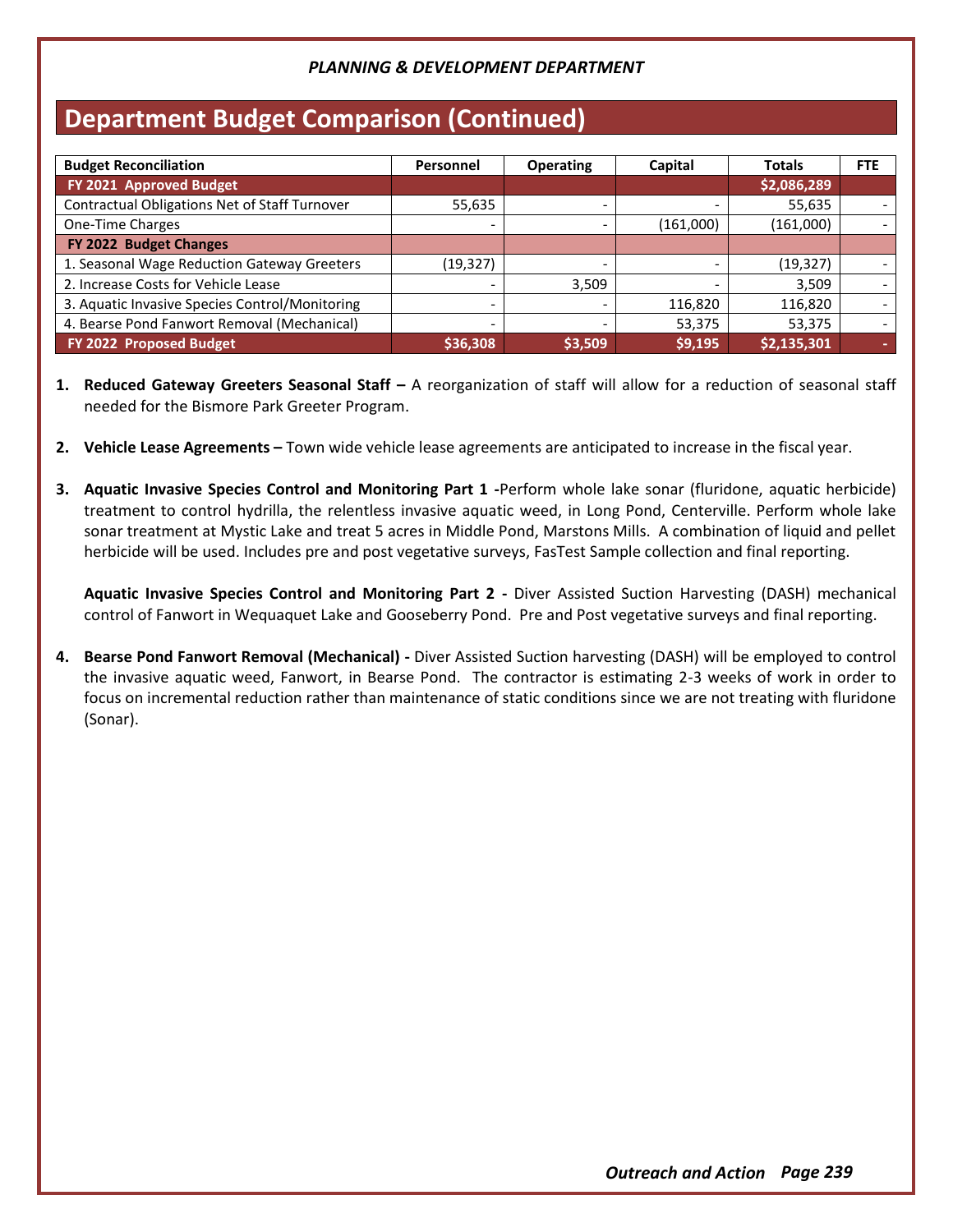*PLANNING & DEVELOPMENT DEPARTMENT*

# Department Budget Comparison (Continued)

| Budget Reconciliation | Personnel | Operating | Capital | Totals | FTE |
|---|---|---|---|---|---|
| **FY 2021 Approved Budget** | | | | **$2,086,289** | |
| Contractual Obligations Net of Staff Turnover | 55,635 | - | - | 55,635 | - |
| One-Time Charges | - | - | (161,000) | (161,000) | - |
| **FY 2022 Budget Changes** | | | | | |
| 1. Seasonal Wage Reduction Gateway Greeters | (19,327) | - | - | (19,327) | - |
| 2. Increase Costs for Vehicle Lease | - | 3,509 | - | 3,509 | - |
| 3. Aquatic Invasive Species Control/Monitoring | - | - | 116,820 | 116,820 | - |
| 4. Bearse Pond Fanwort Removal (Mechanical) | - | - | 53,375 | 53,375 | - |
| **FY 2022 Proposed Budget** | **$36,308** | **$3,509** | **$9,195** | **$2,135,301** | **-** |

1. **Reduced Gateway Greeters Seasonal Staff –** A reorganization of staff will allow for a reduction of seasonal staff needed for the Bismore Park Greeter Program.

2. **Vehicle Lease Agreements –** Town wide vehicle lease agreements are anticipated to increase in the fiscal year.

3. **Aquatic Invasive Species Control and Monitoring Part 1 -** Perform whole lake sonar (fluridone, aquatic herbicide) treatment to control hydrilla, the relentless invasive aquatic weed, in Long Pond, Centerville. Perform whole lake sonar treatment at Mystic Lake and treat 5 acres in Middle Pond, Marstons Mills. A combination of liquid and pellet herbicide will be used. Includes pre and post vegetative surveys, FasTest Sample collection and final reporting.

   **Aquatic Invasive Species Control and Monitoring Part 2 -** Diver Assisted Suction Harvesting (DASH) mechanical control of Fanwort in Wequaquet Lake and Gooseberry Pond. Pre and Post vegetative surveys and final reporting.

4. **Bearse Pond Fanwort Removal (Mechanical) -** Diver Assisted Suction harvesting (DASH) will be employed to control the invasive aquatic weed, Fanwort, in Bearse Pond. The contractor is estimating 2-3 weeks of work in order to focus on incremental reduction rather than maintenance of static conditions since we are not treating with fluridone (Sonar).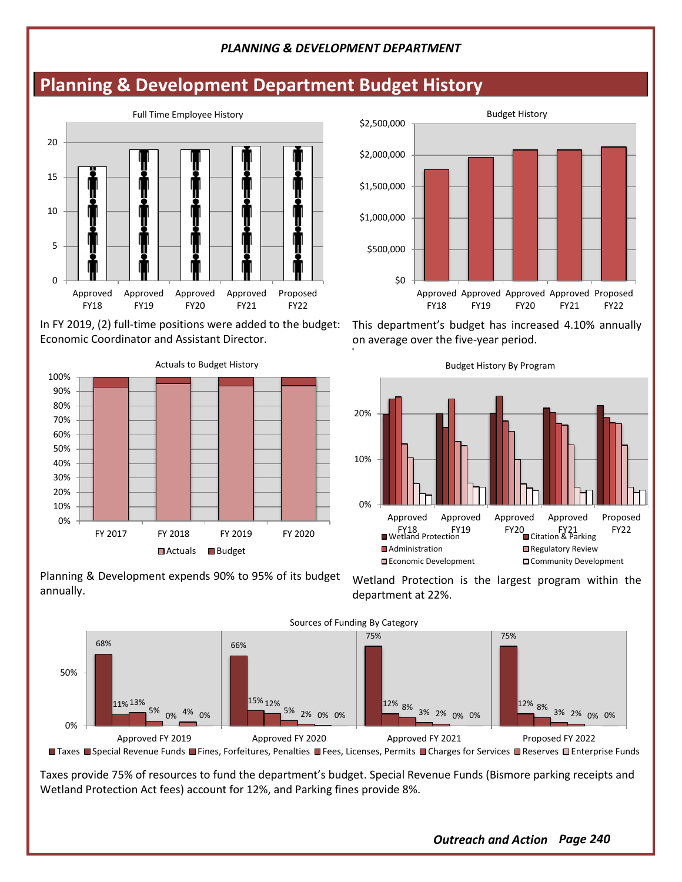## Planning & Development Department Budget History

Full Time Employee History

In FY 2019, (2) full-time positions were added to the budget: Economic Coordinator and Assistant Director.

Budget History

This department's budget has increased 4.10% annually on average over the five-year period.

Actuals to Budget History

Planning & Development expends 90% to 95% of its budget annually.

Budget History By Program

Wetland Protection is the largest program within the department at 22%.

Sources of Funding By Category

Taxes provide 75% of resources to fund the department's budget. Special Revenue Funds (Bismore parking receipts and Wetland Protection Act fees) account for 12%, and Parking fines provide 8%.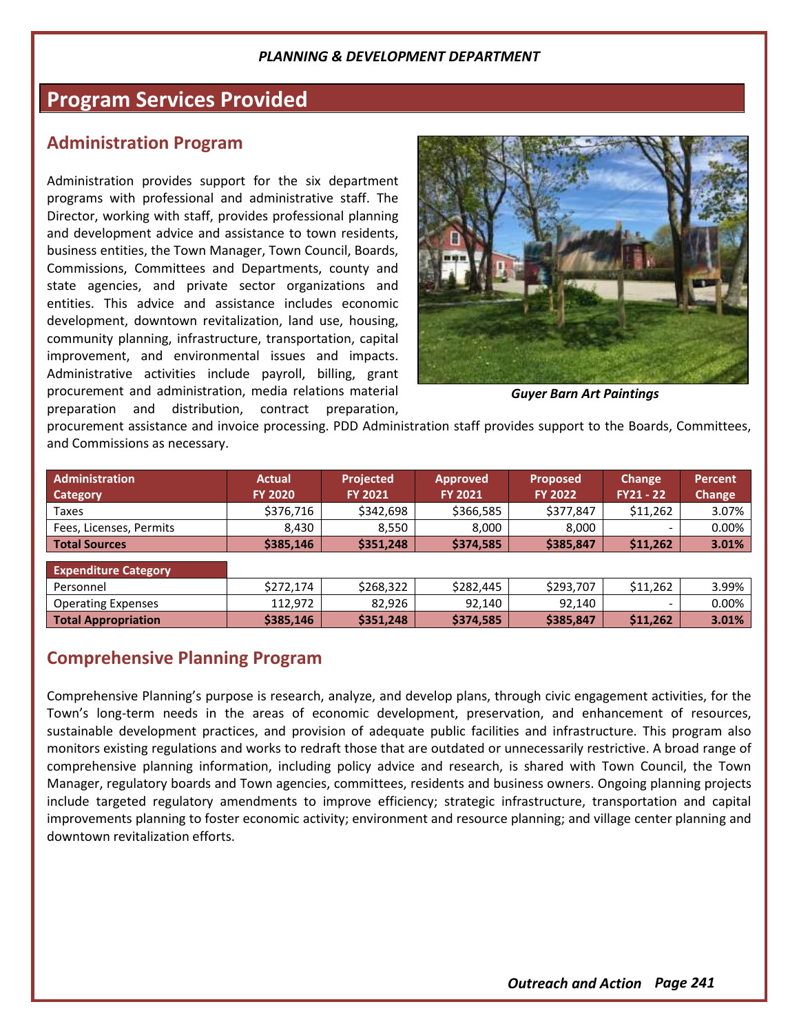## Program Services Provided

### Administration Program

Administration provides support for the six department programs with professional and administrative staff. The Director, working with staff, provides professional planning and development advice and assistance to town residents, business entities, the Town Manager, Town Council, Boards, Commissions, Committees and Departments, county and state agencies, and private sector organizations and entities. This advice and assistance includes economic development, downtown revitalization, land use, housing, community planning, infrastructure, transportation, capital improvement, and environmental issues and impacts. Administrative activities include payroll, billing, grant procurement and administration, media relations material preparation and distribution, contract preparation, procurement assistance and invoice processing. PDD Administration staff provides support to the Boards, Committees, and Commissions as necessary.

*Guyer Barn Art Paintings*

| Administration Category | Actual FY 2020 | Projected FY 2021 | Approved FY 2021 | Proposed FY 2022 | Change FY21 - 22 | Percent Change |
|---|---|---|---|---|---|---|
| Taxes | $376,716 | $342,698 | $366,585 | $377,847 | $11,262 | 3.07% |
| Fees, Licenses, Permits | 8,430 | 8,550 | 8,000 | 8,000 | - | 0.00% |
| **Total Sources** | **$385,146** | **$351,248** | **$374,585** | **$385,847** | **$11,262** | **3.01%** |
| **Expenditure Category** | | | | | | |
| Personnel | $272,174 | $268,322 | $282,445 | $293,707 | $11,262 | 3.99% |
| Operating Expenses | 112,972 | 82,926 | 92,140 | 92,140 | - | 0.00% |
| **Total Appropriation** | **$385,146** | **$351,248** | **$374,585** | **$385,847** | **$11,262** | **3.01%** |

### Comprehensive Planning Program

Comprehensive Planning's purpose is research, analyze, and develop plans, through civic engagement activities, for the Town's long-term needs in the areas of economic development, preservation, and enhancement of resources, sustainable development practices, and provision of adequate public facilities and infrastructure. This program also monitors existing regulations and works to redraft those that are outdated or unnecessarily restrictive. A broad range of comprehensive planning information, including policy advice and research, is shared with Town Council, the Town Manager, regulatory boards and Town agencies, committees, residents and business owners. Ongoing planning projects include targeted regulatory amendments to improve efficiency; strategic infrastructure, transportation and capital improvements planning to foster economic activity; environment and resource planning; and village center planning and downtown revitalization efforts.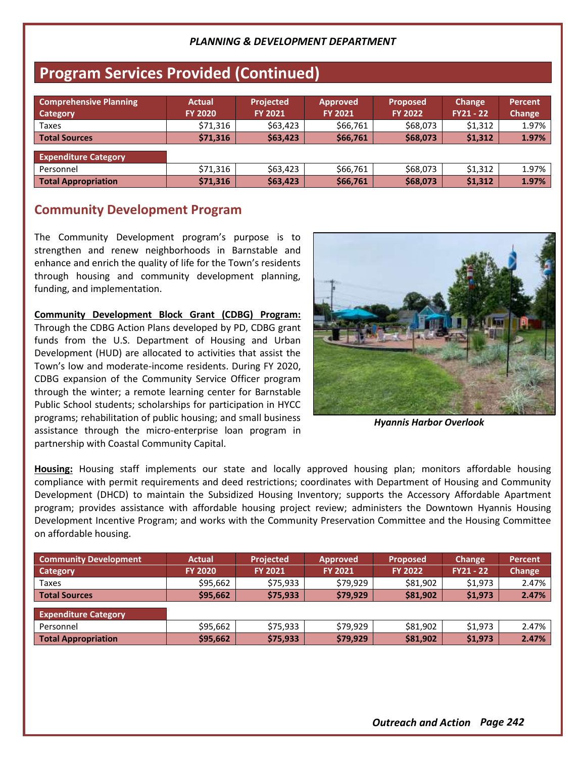## Program Services Provided (Continued)

| Comprehensive Planning Category | Actual FY 2020 | Projected FY 2021 | Approved FY 2021 | Proposed FY 2022 | Change FY21 - 22 | Percent Change |
|---|---|---|---|---|---|---|
| Taxes | $71,316 | $63,423 | $66,761 | $68,073 | $1,312 | 1.97% |
| **Total Sources** | **$71,316** | **$63,423** | **$66,761** | **$68,073** | **$1,312** | **1.97%** |
| **Expenditure Category** | | | | | | |
| Personnel | $71,316 | $63,423 | $66,761 | $68,073 | $1,312 | 1.97% |
| **Total Appropriation** | **$71,316** | **$63,423** | **$66,761** | **$68,073** | **$1,312** | **1.97%** |

## Community Development Program

The Community Development program's purpose is to strengthen and renew neighborhoods in Barnstable and enhance and enrich the quality of life for the Town's residents through housing and community development planning, funding, and implementation.

**Community Development Block Grant (CDBG) Program:** Through the CDBG Action Plans developed by PD, CDBG grant funds from the U.S. Department of Housing and Urban Development (HUD) are allocated to activities that assist the Town's low and moderate-income residents. During FY 2020, CDBG expansion of the Community Service Officer program through the winter; a remote learning center for Barnstable Public School students; scholarships for participation in HYCC programs; rehabilitation of public housing; and small business assistance through the micro-enterprise loan program in partnership with Coastal Community Capital.

*Hyannis Harbor Overlook*

**Housing:** Housing staff implements our state and locally approved housing plan; monitors affordable housing compliance with permit requirements and deed restrictions; coordinates with Department of Housing and Community Development (DHCD) to maintain the Subsidized Housing Inventory; supports the Accessory Affordable Apartment program; provides assistance with affordable housing project review; administers the Downtown Hyannis Housing Development Incentive Program; and works with the Community Preservation Committee and the Housing Committee on affordable housing.

| Community Development Category | Actual FY 2020 | Projected FY 2021 | Approved FY 2021 | Proposed FY 2022 | Change FY21 - 22 | Percent Change |
|---|---|---|---|---|---|---|
| Taxes | $95,662 | $75,933 | $79,929 | $81,902 | $1,973 | 2.47% |
| **Total Sources** | **$95,662** | **$75,933** | **$79,929** | **$81,902** | **$1,973** | **2.47%** |
| **Expenditure Category** | | | | | | |
| Personnel | $95,662 | $75,933 | $79,929 | $81,902 | $1,973 | 2.47% |
| **Total Appropriation** | **$95,662** | **$75,933** | **$79,929** | **$81,902** | **$1,973** | **2.47%** |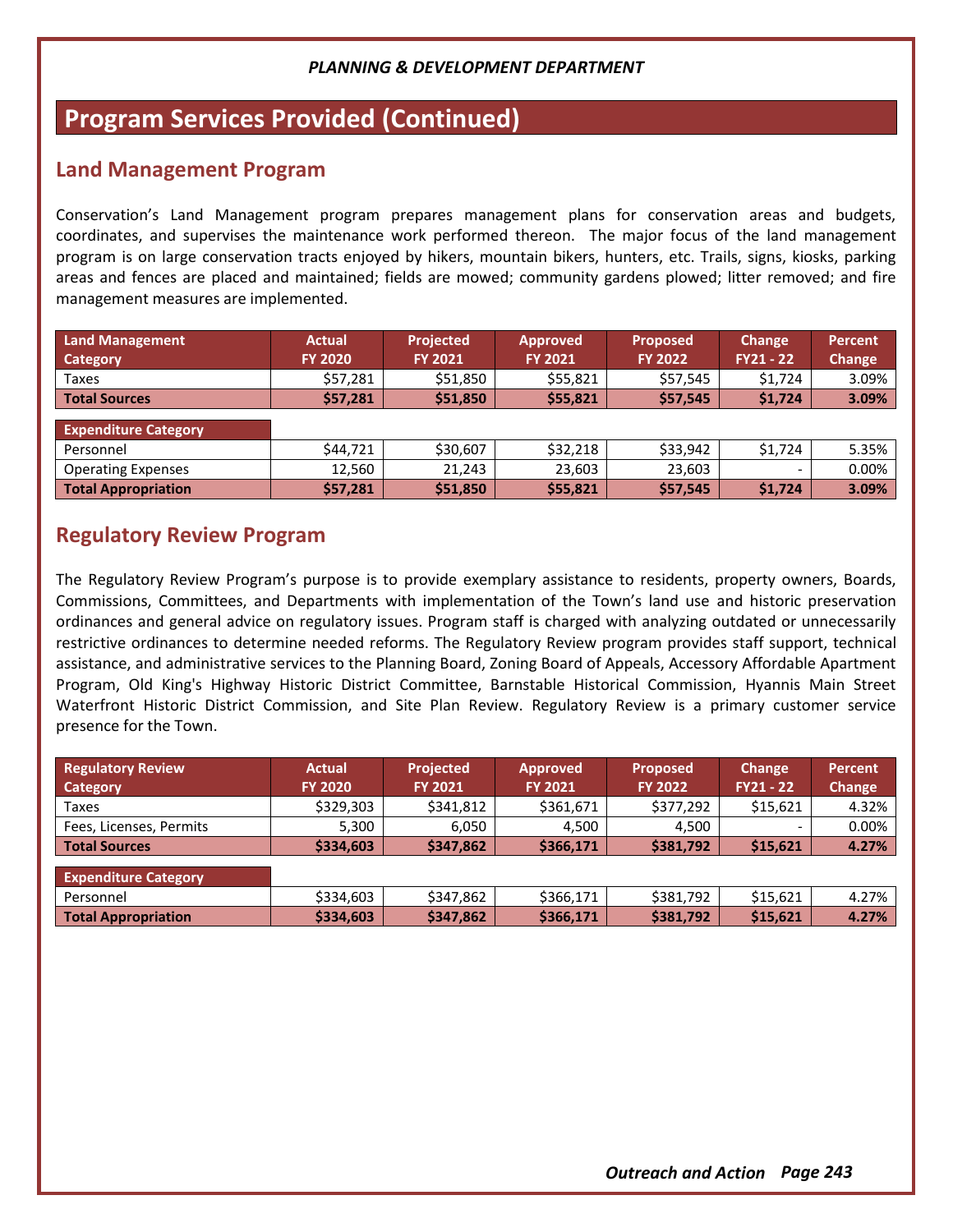*PLANNING & DEVELOPMENT DEPARTMENT*

# Program Services Provided (Continued)

## Land Management Program

Conservation's Land Management program prepares management plans for conservation areas and budgets, coordinates, and supervises the maintenance work performed thereon. The major focus of the land management program is on large conservation tracts enjoyed by hikers, mountain bikers, hunters, etc. Trails, signs, kiosks, parking areas and fences are placed and maintained; fields are mowed; community gardens plowed; litter removed; and fire management measures are implemented.

| Land Management Category | Actual FY 2020 | Projected FY 2021 | Approved FY 2021 | Proposed FY 2022 | Change FY21 - 22 | Percent Change |
|---|---|---|---|---|---|---|
| Taxes | $57,281 | $51,850 | $55,821 | $57,545 | $1,724 | 3.09% |
| **Total Sources** | **$57,281** | **$51,850** | **$55,821** | **$57,545** | **$1,724** | **3.09%** |
| **Expenditure Category** | | | | | | |
| Personnel | $44,721 | $30,607 | $32,218 | $33,942 | $1,724 | 5.35% |
| Operating Expenses | 12,560 | 21,243 | 23,603 | 23,603 | - | 0.00% |
| **Total Appropriation** | **$57,281** | **$51,850** | **$55,821** | **$57,545** | **$1,724** | **3.09%** |

## Regulatory Review Program

The Regulatory Review Program's purpose is to provide exemplary assistance to residents, property owners, Boards, Commissions, Committees, and Departments with implementation of the Town's land use and historic preservation ordinances and general advice on regulatory issues. Program staff is charged with analyzing outdated or unnecessarily restrictive ordinances to determine needed reforms. The Regulatory Review program provides staff support, technical assistance, and administrative services to the Planning Board, Zoning Board of Appeals, Accessory Affordable Apartment Program, Old King's Highway Historic District Committee, Barnstable Historical Commission, Hyannis Main Street Waterfront Historic District Commission, and Site Plan Review. Regulatory Review is a primary customer service presence for the Town.

| Regulatory Review Category | Actual FY 2020 | Projected FY 2021 | Approved FY 2021 | Proposed FY 2022 | Change FY21 - 22 | Percent Change |
|---|---|---|---|---|---|---|
| Taxes | $329,303 | $341,812 | $361,671 | $377,292 | $15,621 | 4.32% |
| Fees, Licenses, Permits | 5,300 | 6,050 | 4,500 | 4,500 | - | 0.00% |
| **Total Sources** | **$334,603** | **$347,862** | **$366,171** | **$381,792** | **$15,621** | **4.27%** |
| **Expenditure Category** | | | | | | |
| Personnel | $334,603 | $347,862 | $366,171 | $381,792 | $15,621 | 4.27% |
| **Total Appropriation** | **$334,603** | **$347,862** | **$366,171** | **$381,792** | **$15,621** | **4.27%** |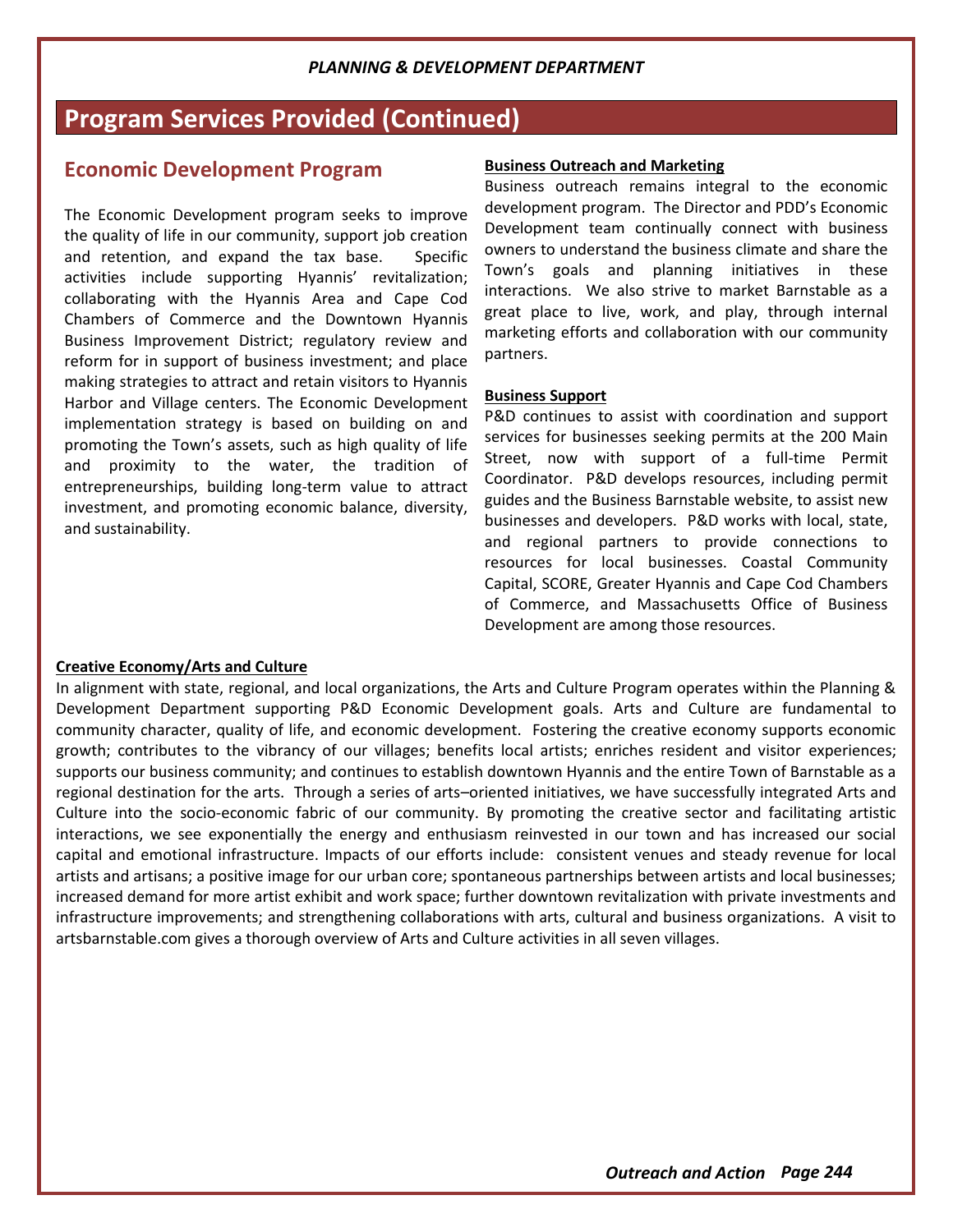## Program Services Provided (Continued)

### Economic Development Program

The Economic Development program seeks to improve the quality of life in our community, support job creation and retention, and expand the tax base. Specific activities include supporting Hyannis' revitalization; collaborating with the Hyannis Area and Cape Cod Chambers of Commerce and the Downtown Hyannis Business Improvement District; regulatory review and reform for in support of business investment; and place making strategies to attract and retain visitors to Hyannis Harbor and Village centers. The Economic Development implementation strategy is based on building on and promoting the Town's assets, such as high quality of life and proximity to the water, the tradition of entrepreneurships, building long-term value to attract investment, and promoting economic balance, diversity, and sustainability.

**Business Outreach and Marketing**

Business outreach remains integral to the economic development program. The Director and PDD's Economic Development team continually connect with business owners to understand the business climate and share the Town's goals and planning initiatives in these interactions. We also strive to market Barnstable as a great place to live, work, and play, through internal marketing efforts and collaboration with our community partners.

**Business Support**

P&D continues to assist with coordination and support services for businesses seeking permits at the 200 Main Street, now with support of a full-time Permit Coordinator. P&D develops resources, including permit guides and the Business Barnstable website, to assist new businesses and developers. P&D works with local, state, and regional partners to provide connections to resources for local businesses. Coastal Community Capital, SCORE, Greater Hyannis and Cape Cod Chambers of Commerce, and Massachusetts Office of Business Development are among those resources.

**Creative Economy/Arts and Culture**

In alignment with state, regional, and local organizations, the Arts and Culture Program operates within the Planning & Development Department supporting P&D Economic Development goals. Arts and Culture are fundamental to community character, quality of life, and economic development. Fostering the creative economy supports economic growth; contributes to the vibrancy of our villages; benefits local artists; enriches resident and visitor experiences; supports our business community; and continues to establish downtown Hyannis and the entire Town of Barnstable as a regional destination for the arts. Through a series of arts–oriented initiatives, we have successfully integrated Arts and Culture into the socio-economic fabric of our community. By promoting the creative sector and facilitating artistic interactions, we see exponentially the energy and enthusiasm reinvested in our town and has increased our social capital and emotional infrastructure. Impacts of our efforts include: consistent venues and steady revenue for local artists and artisans; a positive image for our urban core; spontaneous partnerships between artists and local businesses; increased demand for more artist exhibit and work space; further downtown revitalization with private investments and infrastructure improvements; and strengthening collaborations with arts, cultural and business organizations. A visit to artsbarnstable.com gives a thorough overview of Arts and Culture activities in all seven villages.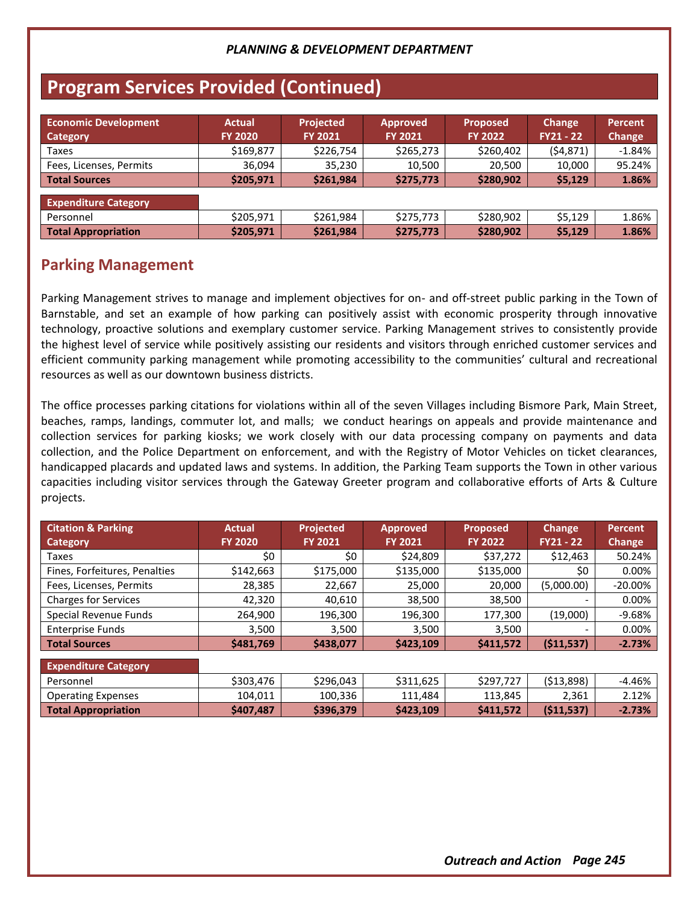## Program Services Provided (Continued)

| Economic Development Category | Actual FY 2020 | Projected FY 2021 | Approved FY 2021 | Proposed FY 2022 | Change FY21 - 22 | Percent Change |
|---|---|---|---|---|---|---|
| Taxes | $169,877 | $226,754 | $265,273 | $260,402 | ($4,871) | -1.84% |
| Fees, Licenses, Permits | 36,094 | 35,230 | 10,500 | 20,500 | 10,000 | 95.24% |
| **Total Sources** | **$205,971** | **$261,984** | **$275,773** | **$280,902** | **$5,129** | **1.86%** |
| **Expenditure Category** | | | | | | |
| Personnel | $205,971 | $261,984 | $275,773 | $280,902 | $5,129 | 1.86% |
| **Total Appropriation** | **$205,971** | **$261,984** | **$275,773** | **$280,902** | **$5,129** | **1.86%** |

### Parking Management

Parking Management strives to manage and implement objectives for on- and off-street public parking in the Town of Barnstable, and set an example of how parking can positively assist with economic prosperity through innovative technology, proactive solutions and exemplary customer service. Parking Management strives to consistently provide the highest level of service while positively assisting our residents and visitors through enriched customer services and efficient community parking management while promoting accessibility to the communities' cultural and recreational resources as well as our downtown business districts.

The office processes parking citations for violations within all of the seven Villages including Bismore Park, Main Street, beaches, ramps, landings, commuter lot, and malls; we conduct hearings on appeals and provide maintenance and collection services for parking kiosks; we work closely with our data processing company on payments and data collection, and the Police Department on enforcement, and with the Registry of Motor Vehicles on ticket clearances, handicapped placards and updated laws and systems. In addition, the Parking Team supports the Town in other various capacities including visitor services through the Gateway Greeter program and collaborative efforts of Arts & Culture projects.

| Citation & Parking Category | Actual FY 2020 | Projected FY 2021 | Approved FY 2021 | Proposed FY 2022 | Change FY21 - 22 | Percent Change |
|---|---|---|---|---|---|---|
| Taxes | $0 | $0 | $24,809 | $37,272 | $12,463 | 50.24% |
| Fines, Forfeitures, Penalties | $142,663 | $175,000 | $135,000 | $135,000 | $0 | 0.00% |
| Fees, Licenses, Permits | 28,385 | 22,667 | 25,000 | 20,000 | (5,000.00) | -20.00% |
| Charges for Services | 42,320 | 40,610 | 38,500 | 38,500 | - | 0.00% |
| Special Revenue Funds | 264,900 | 196,300 | 196,300 | 177,300 | (19,000) | -9.68% |
| Enterprise Funds | 3,500 | 3,500 | 3,500 | 3,500 | - | 0.00% |
| **Total Sources** | **$481,769** | **$438,077** | **$423,109** | **$411,572** | **($11,537)** | **-2.73%** |
| **Expenditure Category** | | | | | | |
| Personnel | $303,476 | $296,043 | $311,625 | $297,727 | ($13,898) | -4.46% |
| Operating Expenses | 104,011 | 100,336 | 111,484 | 113,845 | 2,361 | 2.12% |
| **Total Appropriation** | **$407,487** | **$396,379** | **$423,109** | **$411,572** | **($11,537)** | **-2.73%** |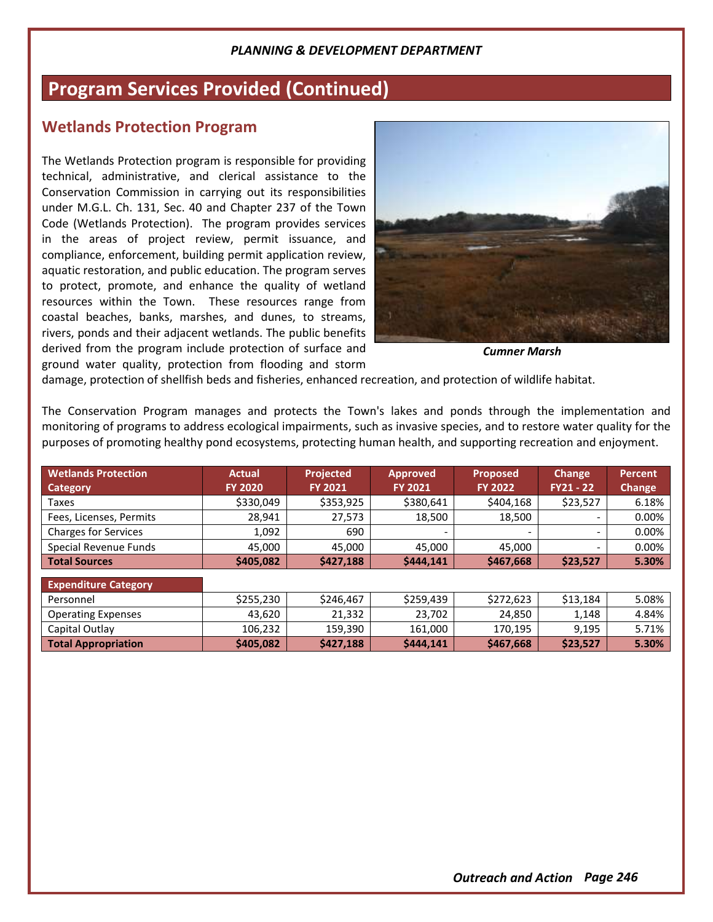# Program Services Provided (Continued)

## Wetlands Protection Program

The Wetlands Protection program is responsible for providing technical, administrative, and clerical assistance to the Conservation Commission in carrying out its responsibilities under M.G.L. Ch. 131, Sec. 40 and Chapter 237 of the Town Code (Wetlands Protection). The program provides services in the areas of project review, permit issuance, and compliance, enforcement, building permit application review, aquatic restoration, and public education. The program serves to protect, promote, and enhance the quality of wetland resources within the Town. These resources range from coastal beaches, banks, marshes, and dunes, to streams, rivers, ponds and their adjacent wetlands. The public benefits derived from the program include protection of surface and ground water quality, protection from flooding and storm damage, protection of shellfish beds and fisheries, enhanced recreation, and protection of wildlife habitat.

*Cumner Marsh*

The Conservation Program manages and protects the Town's lakes and ponds through the implementation and monitoring of programs to address ecological impairments, such as invasive species, and to restore water quality for the purposes of promoting healthy pond ecosystems, protecting human health, and supporting recreation and enjoyment.

| Wetlands Protection Category | Actual FY 2020 | Projected FY 2021 | Approved FY 2021 | Proposed FY 2022 | Change FY21 - 22 | Percent Change |
|---|---|---|---|---|---|---|
| Taxes | $330,049 | $353,925 | $380,641 | $404,168 | $23,527 | 6.18% |
| Fees, Licenses, Permits | 28,941 | 27,573 | 18,500 | 18,500 | - | 0.00% |
| Charges for Services | 1,092 | 690 | - | - | - | 0.00% |
| Special Revenue Funds | 45,000 | 45,000 | 45,000 | 45,000 | - | 0.00% |
| **Total Sources** | **$405,082** | **$427,188** | **$444,141** | **$467,668** | **$23,527** | **5.30%** |
| **Expenditure Category** | | | | | | |
| Personnel | $255,230 | $246,467 | $259,439 | $272,623 | $13,184 | 5.08% |
| Operating Expenses | 43,620 | 21,332 | 23,702 | 24,850 | 1,148 | 4.84% |
| Capital Outlay | 106,232 | 159,390 | 161,000 | 170,195 | 9,195 | 5.71% |
| **Total Appropriation** | **$405,082** | **$427,188** | **$444,141** | **$467,668** | **$23,527** | **5.30%** |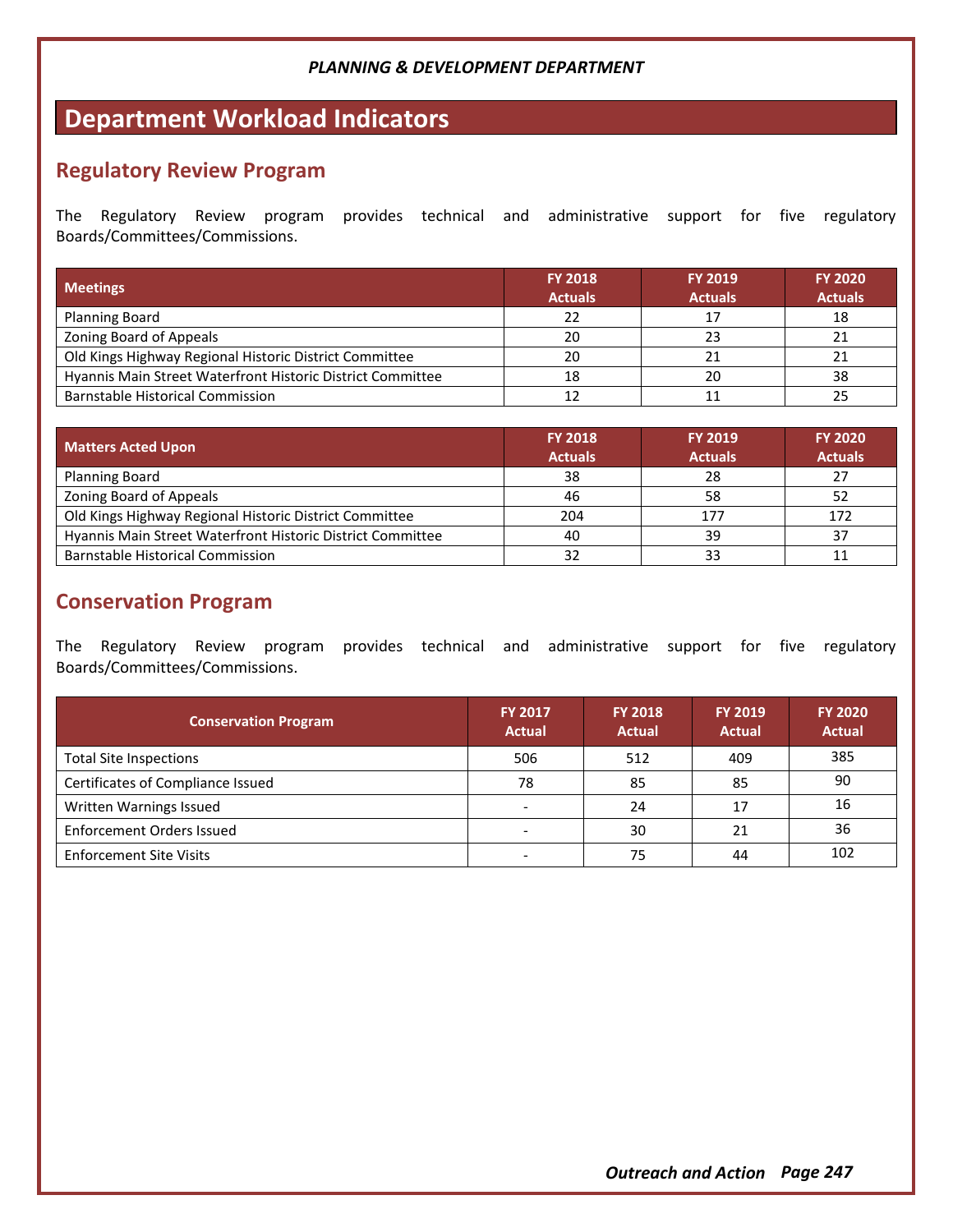*PLANNING & DEVELOPMENT DEPARTMENT*

# Department Workload Indicators

## Regulatory Review Program

The Regulatory Review program provides technical and administrative support for five regulatory Boards/Committees/Commissions.

| Meetings | FY 2018 Actuals | FY 2019 Actuals | FY 2020 Actuals |
|---|---|---|---|
| Planning Board | 22 | 17 | 18 |
| Zoning Board of Appeals | 20 | 23 | 21 |
| Old Kings Highway Regional Historic District Committee | 20 | 21 | 21 |
| Hyannis Main Street Waterfront Historic District Committee | 18 | 20 | 38 |
| Barnstable Historical Commission | 12 | 11 | 25 |

| Matters Acted Upon | FY 2018 Actuals | FY 2019 Actuals | FY 2020 Actuals |
|---|---|---|---|
| Planning Board | 38 | 28 | 27 |
| Zoning Board of Appeals | 46 | 58 | 52 |
| Old Kings Highway Regional Historic District Committee | 204 | 177 | 172 |
| Hyannis Main Street Waterfront Historic District Committee | 40 | 39 | 37 |
| Barnstable Historical Commission | 32 | 33 | 11 |

## Conservation Program

The Regulatory Review program provides technical and administrative support for five regulatory Boards/Committees/Commissions.

| Conservation Program | FY 2017 Actual | FY 2018 Actual | FY 2019 Actual | FY 2020 Actual |
|---|---|---|---|---|
| Total Site Inspections | 506 | 512 | 409 | 385 |
| Certificates of Compliance Issued | 78 | 85 | 85 | 90 |
| Written Warnings Issued | - | 24 | 17 | 16 |
| Enforcement Orders Issued | - | 30 | 21 | 36 |
| Enforcement Site Visits | - | 75 | 44 | 102 |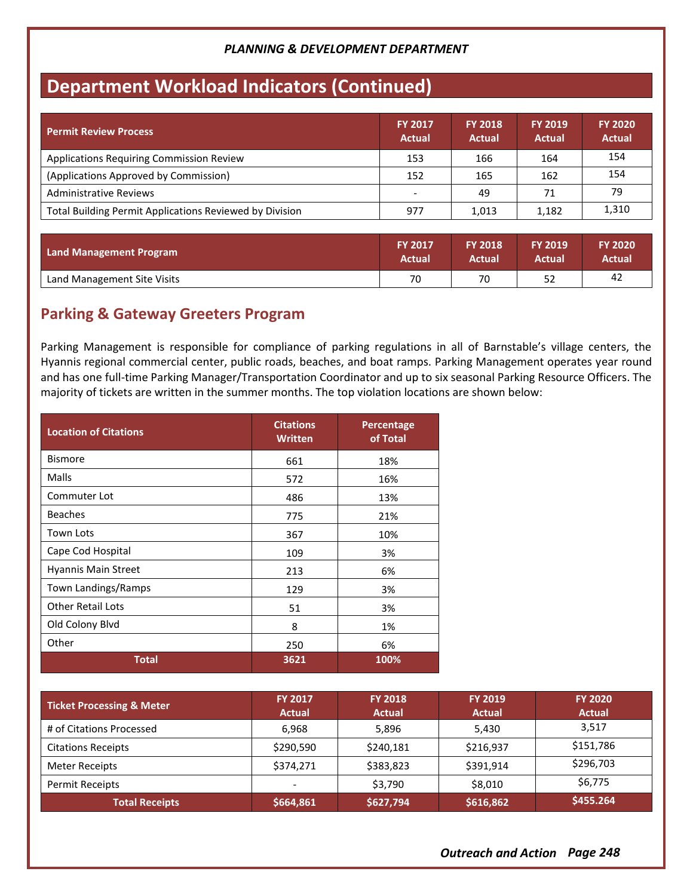*PLANNING & DEVELOPMENT DEPARTMENT*

# Department Workload Indicators (Continued)

| Permit Review Process | FY 2017 Actual | FY 2018 Actual | FY 2019 Actual | FY 2020 Actual |
|---|---|---|---|---|
| Applications Requiring Commission Review | 153 | 166 | 164 | 154 |
| (Applications Approved by Commission) | 152 | 165 | 162 | 154 |
| Administrative Reviews | - | 49 | 71 | 79 |
| Total Building Permit Applications Reviewed by Division | 977 | 1,013 | 1,182 | 1,310 |

| Land Management Program | FY 2017 Actual | FY 2018 Actual | FY 2019 Actual | FY 2020 Actual |
|---|---|---|---|---|
| Land Management Site Visits | 70 | 70 | 52 | 42 |

## Parking & Gateway Greeters Program

Parking Management is responsible for compliance of parking regulations in all of Barnstable's village centers, the Hyannis regional commercial center, public roads, beaches, and boat ramps. Parking Management operates year round and has one full-time Parking Manager/Transportation Coordinator and up to six seasonal Parking Resource Officers. The majority of tickets are written in the summer months. The top violation locations are shown below:

| Location of Citations | Citations Written | Percentage of Total |
|---|---|---|
| Bismore | 661 | 18% |
| Malls | 572 | 16% |
| Commuter Lot | 486 | 13% |
| Beaches | 775 | 21% |
| Town Lots | 367 | 10% |
| Cape Cod Hospital | 109 | 3% |
| Hyannis Main Street | 213 | 6% |
| Town Landings/Ramps | 129 | 3% |
| Other Retail Lots | 51 | 3% |
| Old Colony Blvd | 8 | 1% |
| Other | 250 | 6% |
| **Total** | **3621** | **100%** |

| Ticket Processing & Meter | FY 2017 Actual | FY 2018 Actual | FY 2019 Actual | FY 2020 Actual |
|---|---|---|---|---|
| # of Citations Processed | 6,968 | 5,896 | 5,430 | 3,517 |
| Citations Receipts | $290,590 | $240,181 | $216,937 | $151,786 |
| Meter Receipts | $374,271 | $383,823 | $391,914 | $296,703 |
| Permit Receipts | - | $3,790 | $8,010 | $6,775 |
| **Total Receipts** | **$664,861** | **$627,794** | **$616,862** | **$455.264** |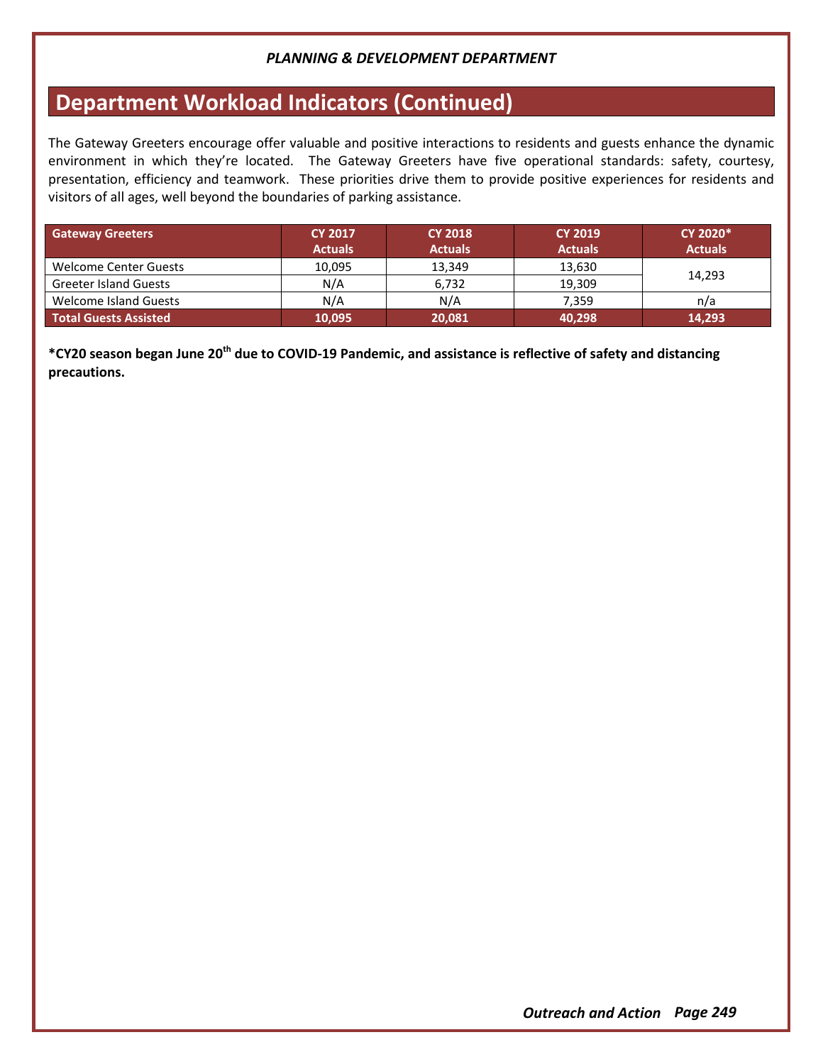*PLANNING & DEVELOPMENT DEPARTMENT*

# Department Workload Indicators (Continued)

The Gateway Greeters encourage offer valuable and positive interactions to residents and guests enhance the dynamic environment in which they're located. The Gateway Greeters have five operational standards: safety, courtesy, presentation, efficiency and teamwork. These priorities drive them to provide positive experiences for residents and visitors of all ages, well beyond the boundaries of parking assistance.

| Gateway Greeters | CY 2017 Actuals | CY 2018 Actuals | CY 2019 Actuals | CY 2020* Actuals |
|---|---|---|---|---|
| Welcome Center Guests | 10,095 | 13,349 | 13,630 | 14,293 |
| Greeter Island Guests | N/A | 6,732 | 19,309 | |
| Welcome Island Guests | N/A | N/A | 7,359 | n/a |
| **Total Guests Assisted** | **10,095** | **20,081** | **40,298** | **14,293** |

**\*CY20 season began June 20th due to COVID-19 Pandemic, and assistance is reflective of safety and distancing precautions.**